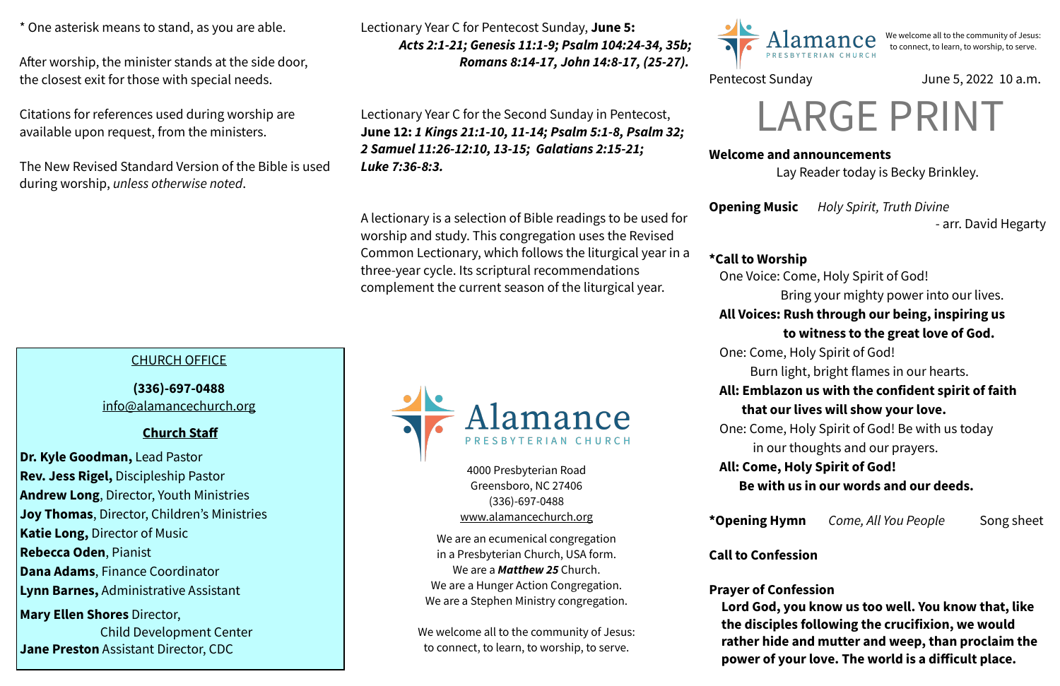\* One asterisk means to stand, as you are able.

After worship, the minister stands at the side door, the closest exit for those with special needs.

Citations for references used during worship are available upon request, from the ministers.

The New Revised Standard Version of the Bible is used during worship, *unless otherwise noted*.

CHURCH OFFICE

**(336)-697-0488**
info@alamancechurch.org

**Church Staff**

**Dr. Kyle Goodman,** Lead Pastor
**Rev. Jess Rigel,** Discipleship Pastor
**Andrew Long**, Director, Youth Ministries
**Joy Thomas**, Director, Children's Ministries
**Katie Long,** Director of Music
**Rebecca Oden**, Pianist
**Dana Adams**, Finance Coordinator
**Lynn Barnes,** Administrative Assistant
**Mary Ellen Shores** Director, Child Development Center
**Jane Preston** Assistant Director, CDC

Lectionary Year C for Pentecost Sunday, **June 5:** ***Acts 2:1-21; Genesis 11:1-9; Psalm 104:24-34, 35b; Romans 8:14-17, John 14:8-17, (25-27).***

Lectionary Year C for the Second Sunday in Pentecost, **June 12:** ***1 Kings 21:1-10, 11-14; Psalm 5:1-8, Psalm 32; 2 Samuel 11:26-12:10, 13-15; Galatians 2:15-21; Luke 7:36-8:3.***

A lectionary is a selection of Bible readings to be used for worship and study. This congregation uses the Revised Common Lectionary, which follows the liturgical year in a three-year cycle. Its scriptural recommendations complement the current season of the liturgical year.

Alamance
PRESBYTERIAN CHURCH

4000 Presbyterian Road
Greensboro, NC 27406
(336)-697-0488
www.alamancechurch.org

We are an ecumenical congregation in a Presbyterian Church, USA form.
We are a ***Matthew 25*** Church.
We are a Hunger Action Congregation.
We are a Stephen Ministry congregation.

We welcome all to the community of Jesus: to connect, to learn, to worship, to serve.

Alamance
PRESBYTERIAN CHURCH
We welcome all to the community of Jesus: to connect, to learn, to worship, to serve.

Pentecost Sunday June 5, 2022 10 a.m.

# LARGE PRINT

**Welcome and announcements**
Lay Reader today is Becky Brinkley.

**Opening Music** *Holy Spirit, Truth Divine* - arr. David Hegarty

**\*Call to Worship**

One Voice: Come, Holy Spirit of God!
Bring your mighty power into our lives.
**All Voices: Rush through our being, inspiring us to witness to the great love of God.**
One: Come, Holy Spirit of God!
Burn light, bright flames in our hearts.
**All: Emblazon us with the confident spirit of faith that our lives will show your love.**
One: Come, Holy Spirit of God! Be with us today in our thoughts and our prayers.
**All: Come, Holy Spirit of God!
Be with us in our words and our deeds.**

**\*Opening Hymn** *Come, All You People* Song sheet

**Call to Confession**

**Prayer of Confession**

**Lord God, you know us too well. You know that, like the disciples following the crucifixion, we would rather hide and mutter and weep, than proclaim the power of your love. The world is a difficult place.**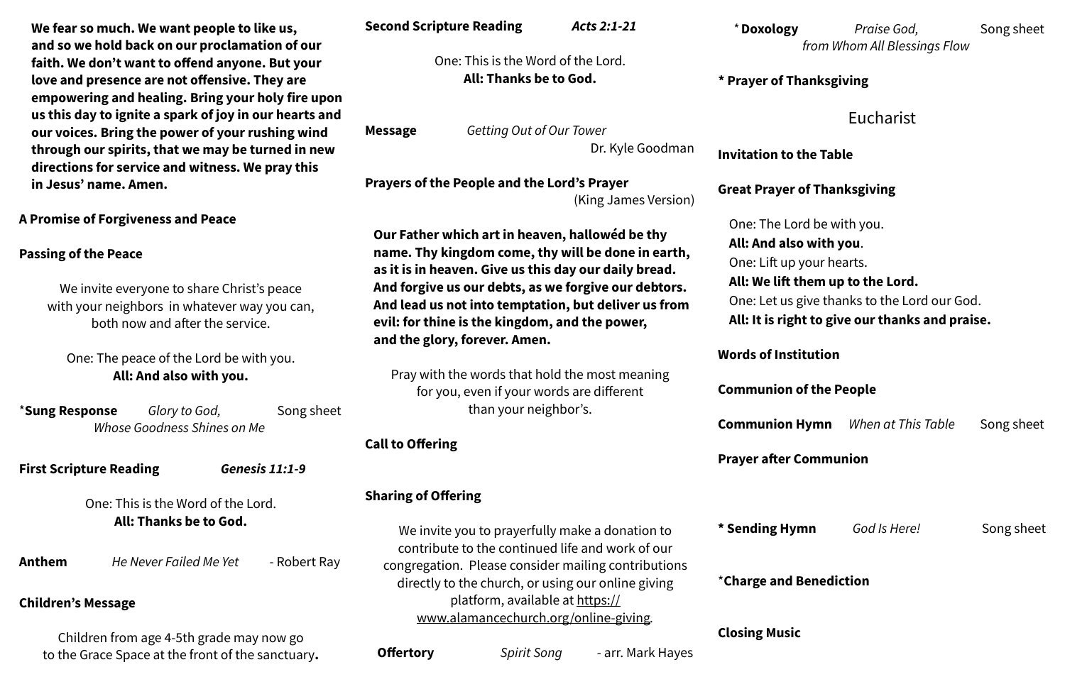**We fear so much. We want people to like us, and so we hold back on our proclamation of our faith. We don't want to offend anyone. But your love and presence are not offensive. They are empowering and healing. Bring your holy fire upon us this day to ignite a spark of joy in our hearts and our voices. Bring the power of your rushing wind through our spirits, that we may be turned in new directions for service and witness. We pray this in Jesus' name. Amen.**

**A Promise of Forgiveness and Peace**

**Passing of the Peace**

We invite everyone to share Christ's peace with your neighbors in whatever way you can, both now and after the service.

One: The peace of the Lord be with you.
**All: And also with you.**

***Sung Response** *Glory to God, Whose Goodness Shines on Me* Song sheet

**First Scripture Reading** ***Genesis 11:1-9***

One: This is the Word of the Lord.
**All: Thanks be to God.**

**Anthem** *He Never Failed Me Yet* - Robert Ray

**Children's Message**

Children from age 4-5th grade may now go to the Grace Space at the front of the sanctuary**.**

**Second Scripture Reading** ***Acts 2:1-21***

One: This is the Word of the Lord.
**All: Thanks be to God.**

**Message** *Getting Out of Our Tower*
Dr. Kyle Goodman

**Prayers of the People and the Lord's Prayer**
(King James Version)

**Our Father which art in heaven, hallowéd be thy name. Thy kingdom come, thy will be done in earth, as it is in heaven. Give us this day our daily bread. And forgive us our debts, as we forgive our debtors. And lead us not into temptation, but deliver us from evil: for thine is the kingdom, and the power, and the glory, forever. Amen.**

Pray with the words that hold the most meaning for you, even if your words are different than your neighbor's.

**Call to Offering**

**Sharing of Offering**

We invite you to prayerfully make a donation to contribute to the continued life and work of our congregation. Please consider mailing contributions directly to the church, or using our online giving platform, available at https://www.alamancechurch.org/online-giving.

**Offertory** *Spirit Song* - arr. Mark Hayes

* **Doxology** *Praise God, from Whom All Blessings Flow* Song sheet

*** Prayer of Thanksgiving**

## Eucharist

**Invitation to the Table**

**Great Prayer of Thanksgiving**

One: The Lord be with you.
**All: And also with you**.
One: Lift up your hearts.
**All: We lift them up to the Lord.**
One: Let us give thanks to the Lord our God.
**All: It is right to give our thanks and praise.**

**Words of Institution**

**Communion of the People**

**Communion Hymn** *When at This Table* Song sheet

**Prayer after Communion**

*** Sending Hymn** *God Is Here!* Song sheet

***Charge and Benediction**

**Closing Music**